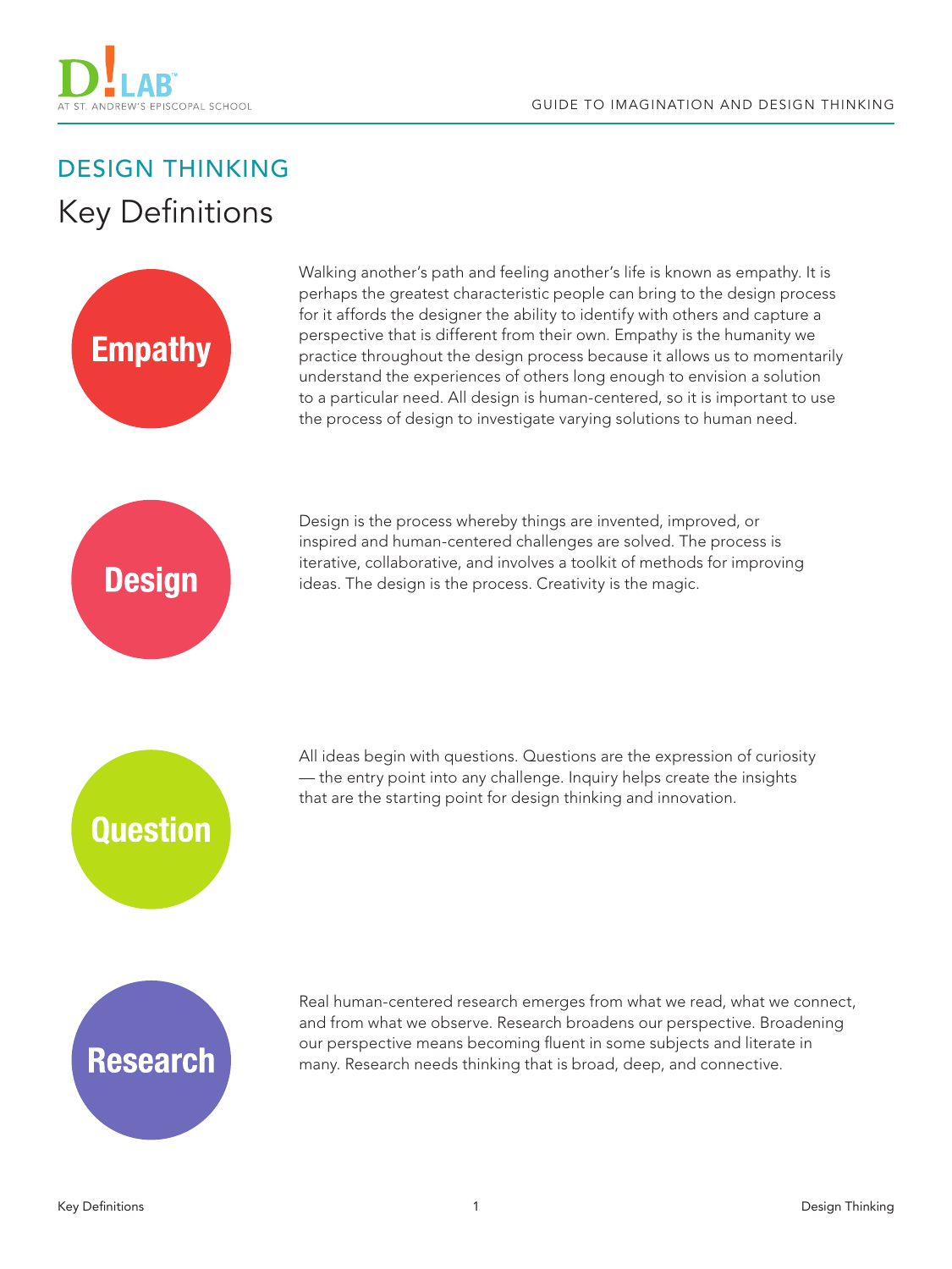## DESIGN THINKING

# Key Definitions

**Empathy**

Walking another's path and feeling another's life is known as empathy. It is perhaps the greatest characteristic people can bring to the design process for it affords the designer the ability to identify with others and capture a perspective that is different from their own. Empathy is the humanity we practice throughout the design process because it allows us to momentarily understand the experiences of others long enough to envision a solution to a particular need. All design is human-centered, so it is important to use the process of design to investigate varying solutions to human need.

**Design**

Design is the process whereby things are invented, improved, or inspired and human-centered challenges are solved. The process is iterative, collaborative, and involves a toolkit of methods for improving ideas. The design is the process. Creativity is the magic.

**Question**

All ideas begin with questions. Questions are the expression of curiosity — the entry point into any challenge. Inquiry helps create the insights that are the starting point for design thinking and innovation.

**Research**

Real human-centered research emerges from what we read, what we connect, and from what we observe. Research broadens our perspective. Broadening our perspective means becoming fluent in some subjects and literate in many. Research needs thinking that is broad, deep, and connective.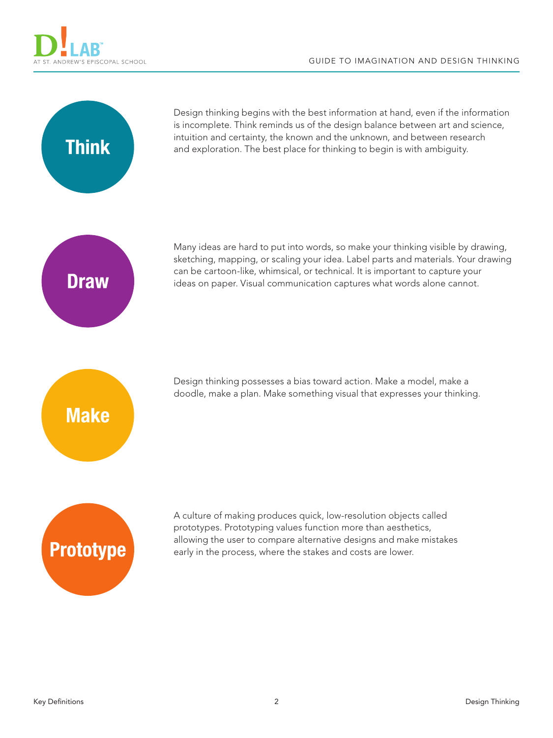## Think

Design thinking begins with the best information at hand, even if the information is incomplete. Think reminds us of the design balance between art and science, intuition and certainty, the known and the unknown, and between research and exploration. The best place for thinking to begin is with ambiguity.

## Draw

Many ideas are hard to put into words, so make your thinking visible by drawing, sketching, mapping, or scaling your idea. Label parts and materials. Your drawing can be cartoon-like, whimsical, or technical. It is important to capture your ideas on paper. Visual communication captures what words alone cannot.

## Make

Design thinking possesses a bias toward action. Make a model, make a doodle, make a plan. Make something visual that expresses your thinking.

## Prototype

A culture of making produces quick, low-resolution objects called prototypes. Prototyping values function more than aesthetics, allowing the user to compare alternative designs and make mistakes early in the process, where the stakes and costs are lower.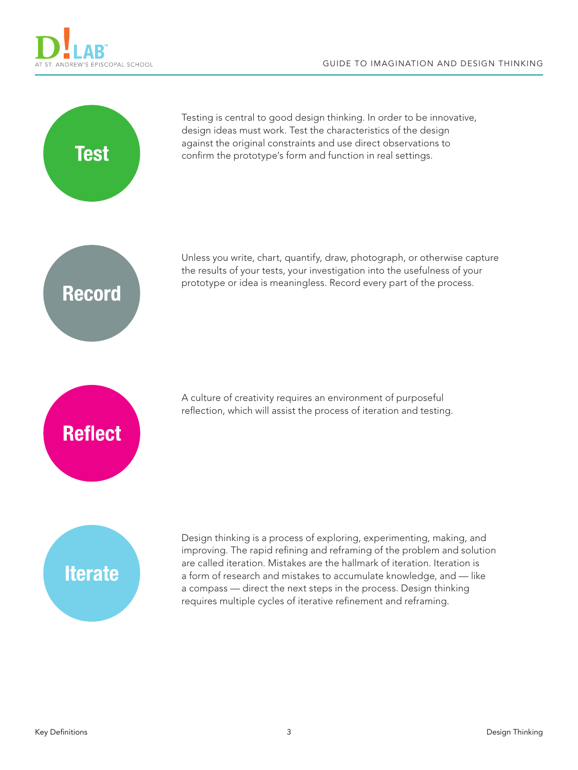## Test

Testing is central to good design thinking. In order to be innovative, design ideas must work. Test the characteristics of the design against the original constraints and use direct observations to confirm the prototype's form and function in real settings.

## Record

Unless you write, chart, quantify, draw, photograph, or otherwise capture the results of your tests, your investigation into the usefulness of your prototype or idea is meaningless. Record every part of the process.

## Reflect

A culture of creativity requires an environment of purposeful reflection, which will assist the process of iteration and testing.

## Iterate

Design thinking is a process of exploring, experimenting, making, and improving. The rapid refining and reframing of the problem and solution are called iteration. Mistakes are the hallmark of iteration. Iteration is a form of research and mistakes to accumulate knowledge, and — like a compass — direct the next steps in the process. Design thinking requires multiple cycles of iterative refinement and reframing.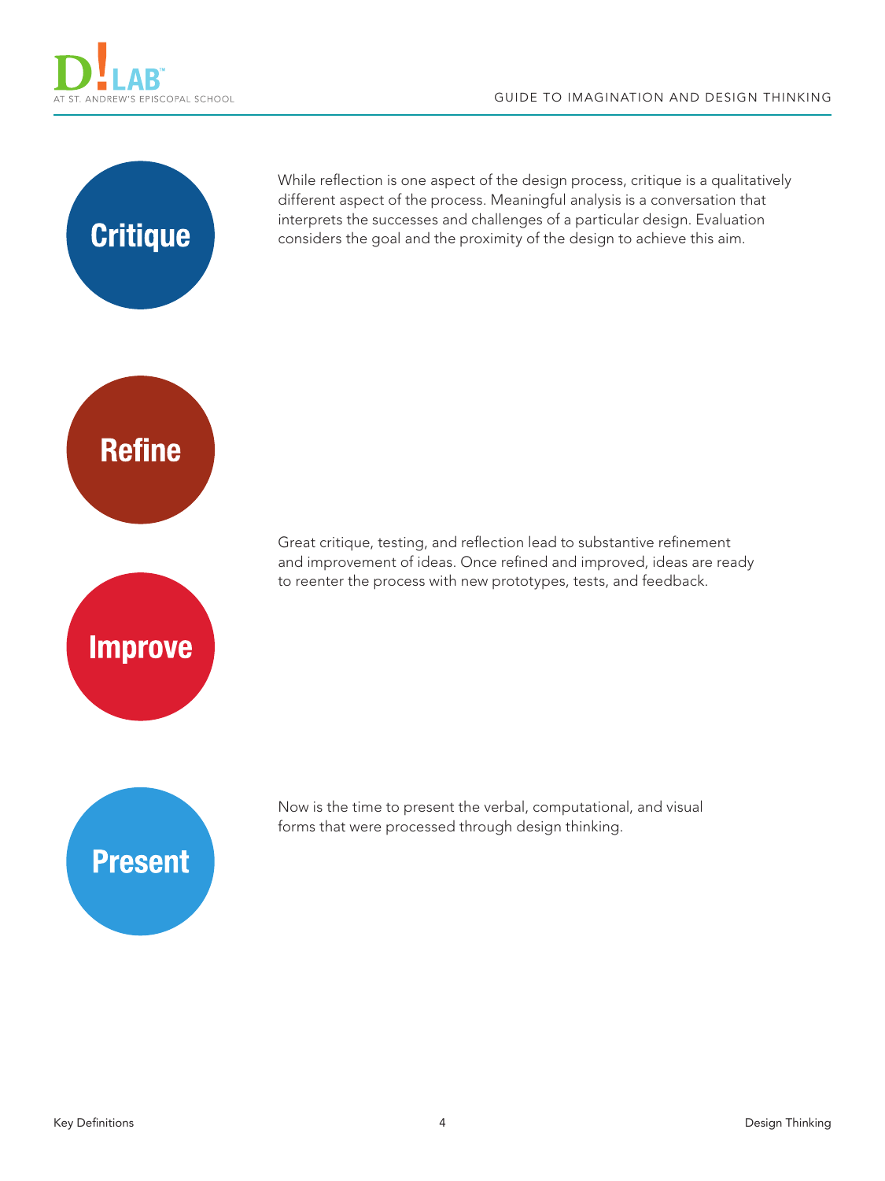## Critique

While reflection is one aspect of the design process, critique is a qualitatively different aspect of the process. Meaningful analysis is a conversation that interprets the successes and challenges of a particular design. Evaluation considers the goal and the proximity of the design to achieve this aim.

## Refine

## Improve

Great critique, testing, and reflection lead to substantive refinement and improvement of ideas. Once refined and improved, ideas are ready to reenter the process with new prototypes, tests, and feedback.

## Present

Now is the time to present the verbal, computational, and visual forms that were processed through design thinking.